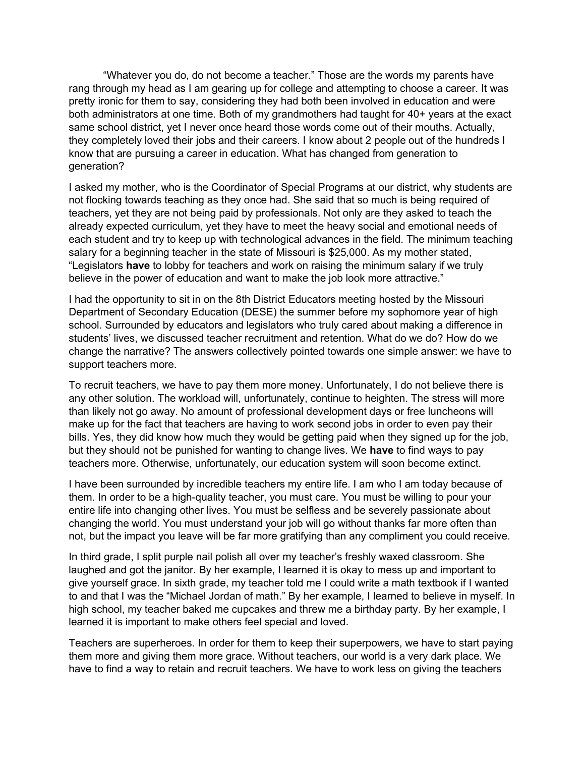“Whatever you do, do not become a teacher.” Those are the words my parents have rang through my head as I am gearing up for college and attempting to choose a career. It was pretty ironic for them to say, considering they had both been involved in education and were both administrators at one time. Both of my grandmothers had taught for 40+ years at the exact same school district, yet I never once heard those words come out of their mouths. Actually, they completely loved their jobs and their careers. I know about 2 people out of the hundreds I know that are pursuing a career in education. What has changed from generation to generation?

I asked my mother, who is the Coordinator of Special Programs at our district, why students are not flocking towards teaching as they once had. She said that so much is being required of teachers, yet they are not being paid by professionals. Not only are they asked to teach the already expected curriculum, yet they have to meet the heavy social and emotional needs of each student and try to keep up with technological advances in the field. The minimum teaching salary for a beginning teacher in the state of Missouri is $25,000. As my mother stated, “Legislators **have** to lobby for teachers and work on raising the minimum salary if we truly believe in the power of education and want to make the job look more attractive.”

I had the opportunity to sit in on the 8th District Educators meeting hosted by the Missouri Department of Secondary Education (DESE) the summer before my sophomore year of high school. Surrounded by educators and legislators who truly cared about making a difference in students’ lives, we discussed teacher recruitment and retention. What do we do? How do we change the narrative? The answers collectively pointed towards one simple answer: we have to support teachers more.

To recruit teachers, we have to pay them more money. Unfortunately, I do not believe there is any other solution. The workload will, unfortunately, continue to heighten. The stress will more than likely not go away. No amount of professional development days or free luncheons will make up for the fact that teachers are having to work second jobs in order to even pay their bills. Yes, they did know how much they would be getting paid when they signed up for the job, but they should not be punished for wanting to change lives. We **have** to find ways to pay teachers more. Otherwise, unfortunately, our education system will soon become extinct.

I have been surrounded by incredible teachers my entire life. I am who I am today because of them. In order to be a high-quality teacher, you must care. You must be willing to pour your entire life into changing other lives. You must be selfless and be severely passionate about changing the world. You must understand your job will go without thanks far more often than not, but the impact you leave will be far more gratifying than any compliment you could receive.

In third grade, I split purple nail polish all over my teacher’s freshly waxed classroom. She laughed and got the janitor. By her example, I learned it is okay to mess up and important to give yourself grace. In sixth grade, my teacher told me I could write a math textbook if I wanted to and that I was the “Michael Jordan of math.” By her example, I learned to believe in myself. In high school, my teacher baked me cupcakes and threw me a birthday party. By her example, I learned it is important to make others feel special and loved.

Teachers are superheroes. In order for them to keep their superpowers, we have to start paying them more and giving them more grace. Without teachers, our world is a very dark place. We have to find a way to retain and recruit teachers. We have to work less on giving the teachers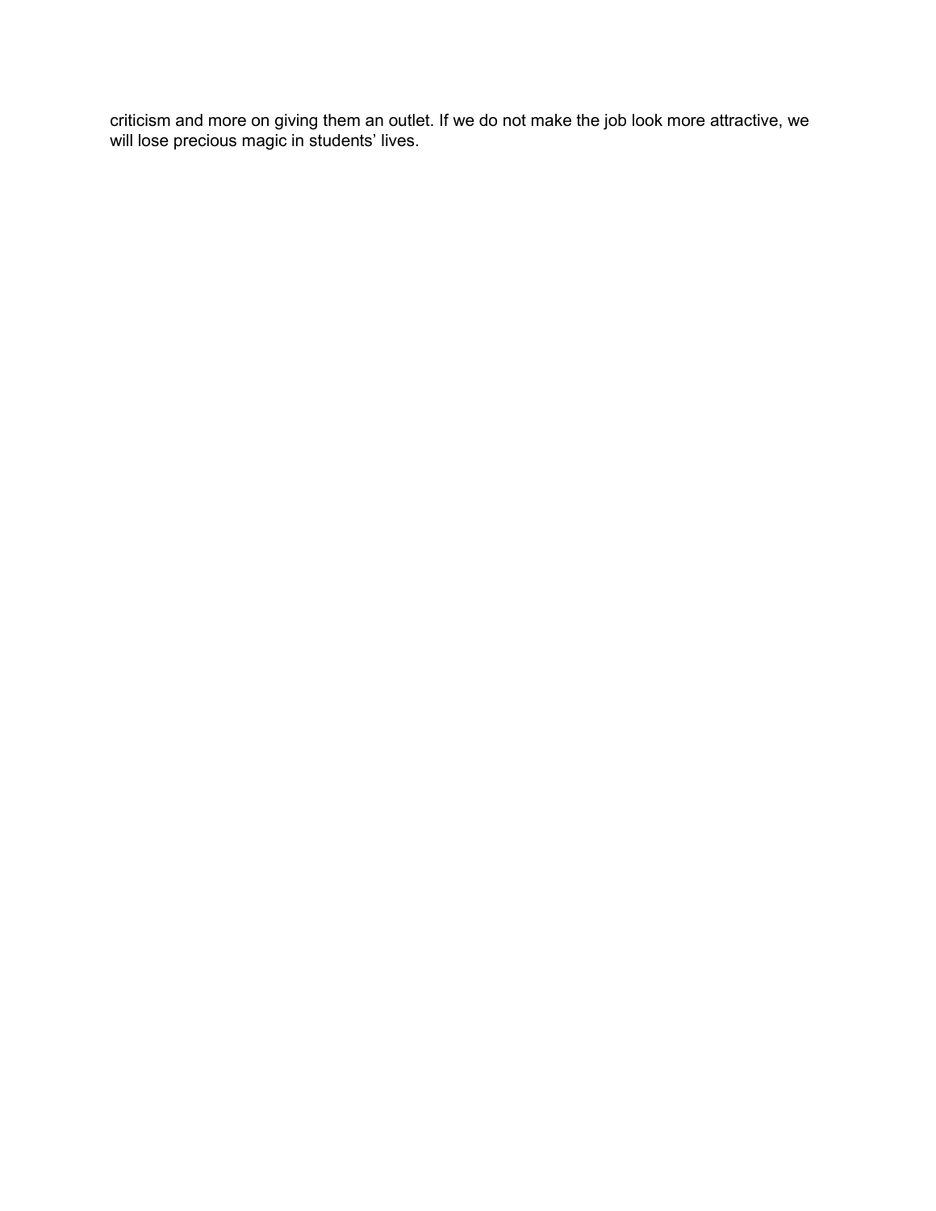criticism and more on giving them an outlet. If we do not make the job look more attractive, we will lose precious magic in students' lives.